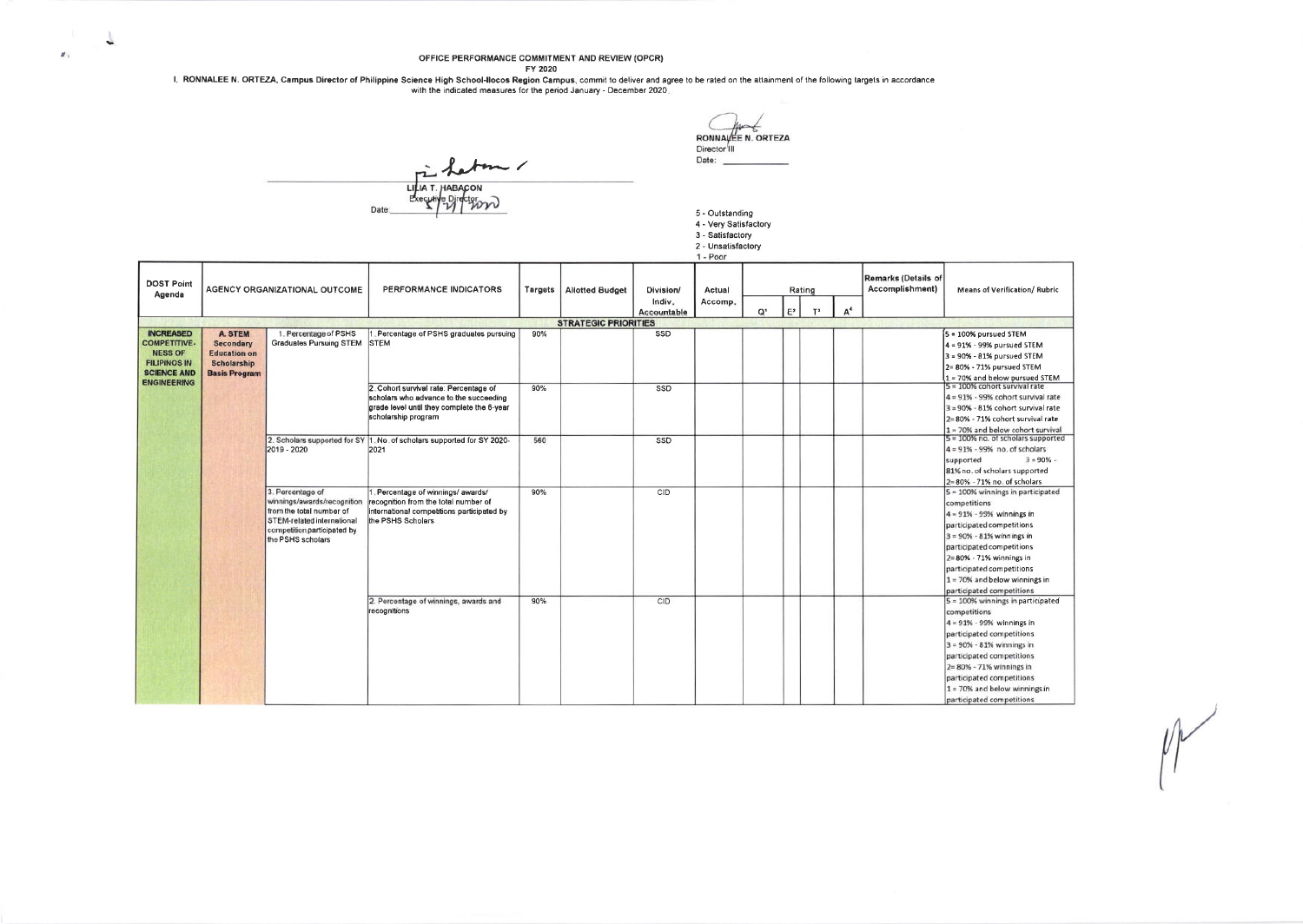**OFFICE PERFORMANCE COMMITMENT AND REVIEW (OPCR)**

**FY 2020**

I, **RONNALEE N. ORTEZA, Campus Director of Philippine Science High School-Ilocos Region Campus**, commit to deliver and agree to be rated on the attainment of the following targets in accordance with the indicated measures for the period January - December 2020.

RONNALEE N. ORTEZA
Director III
Date: ____________

LILIA T. HABACON
Executive Director
Date: 1/21/2020

5 - Outstanding
4 - Very Satisfactory
3 - Satisfactory
2 - Unsatisfactory
1 - Poor

| DOST Point Agenda | AGENCY ORGANIZATIONAL OUTCOME | | PERFORMANCE INDICATORS | Targets | Allotted Budget | Division/ Indiv. Accountable | Actual Accomp. | Rating | | | | Remarks (Details of Accomplishment) | Means of Verification/ Rubric |
|---|---|---|---|---|---|---|---|---|---|---|---|---|---|
| | | | | | | | | Q[1] | E[2] | T[3] | A[4] | | |
| **STRATEGIC PRIORITIES** | | | | | | | | | | | | | |
| **INCREASED COMPETITIVENESS OF FILIPINOS IN SCIENCE AND ENGINEERING** | **A. STEM Secondary Education on Scholarship Basis Program** | 1. Percentage of PSHS Graduates Pursuing STEM | 1. Percentage of PSHS graduates pursuing STEM | 90% | | SSD | | | | | | | 5 = 100% pursued STEM<br>4 = 91% - 99% pursued STEM<br>3 = 90% - 81% pursued STEM<br>2= 80% - 71% pursued STEM<br>1 = 70% and below pursued STEM |
| | | | 2. Cohort survival rate: Percentage of scholars who advance to the succeeding grade level until they complete the 6-year scholarship program | 90% | | SSD | | | | | | | 5 = 100% cohort survival rate<br>4 = 91% - 99% cohort survival rate<br>3 = 90% - 81% cohort survival rate<br>2= 80% - 71% cohort survival rate<br>1 = 70% and below cohort survival |
| | | 2. Scholars supported for SY 2019 - 2020 | 1. No. of scholars supported for SY 2020-2021 | 560 | | SSD | | | | | | | 5 = 100% no. of scholars supported<br>4 = 91% - 99% no. of scholars supported<br>3 = 90% - 81% no. of scholars supported<br>2= 80% - 71% no. of scholars |
| | | 3. Percentage of winnings/awards/recognition from the total number of STEM-related international competition participated by the PSHS scholars | 1. Percentage of winnings/ awards/ recognition from the total number of international competitions participated by the PSHS Scholars | 90% | | CID | | | | | | | 5 = 100% winnings in participated competitions<br>4 = 91% - 99% winnings in participated competitions<br>3 = 90% - 81% winnings in participated competitions<br>2= 80% - 71% winnings in participated competitions<br>1 = 70% and below winnings in participated competitions |
| | | | 2. Percentage of winnings, awards and recognitions | 90% | | CID | | | | | | | 5 = 100% winnings in participated competitions<br>4 = 91% - 99% winnings in participated competitions<br>3 = 90% - 81% winnings in participated competitions<br>2= 80% - 71% winnings in participated competitions<br>1 = 70% and below winnings in participated competitions |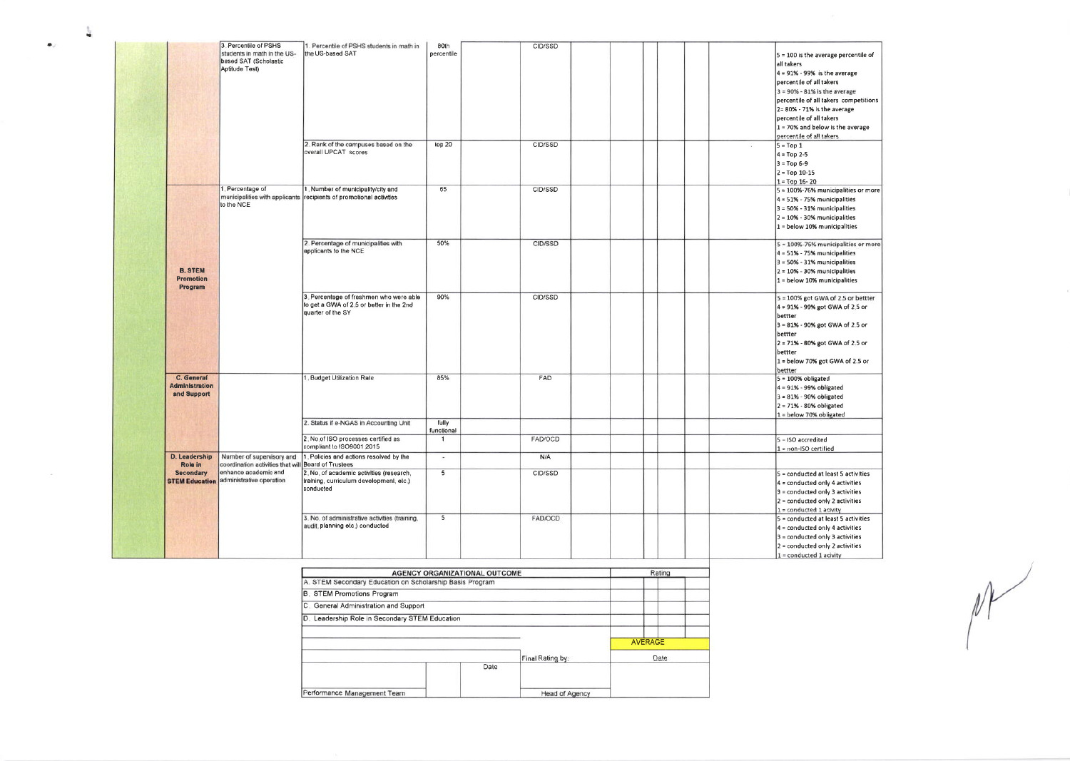| | | | | | | | | | | | | | |
|---|---|---|---|---|---|---|---|---|---|---|---|---|---|
| | | 3. Percentile of PSHS students in math in the US-based SAT (Scholastic Aptitude Test) | 1. Percentile of PSHS students in math in the US-based SAT | 80th percentile | | CID/SSD | | | | | | | 5 = 100 is the average percentile of all takers<br>4 = 91% - 99% is the average percentile of all takers<br>3 = 90% - 81% is the average percentile of all takers competitions<br>2= 80% - 71% is the average percentile of all takers<br>1 = 70% and below is the average percentile of all takers |
| | | | 2. Rank of the campuses based on the overall UPCAT scores | top 20 | | CID/SSD | | | | | | | 5 = Top 1<br>4 = Top 2-5<br>3 = Top 6-9<br>2 = Top 10-15<br>1 = Top 16- 20 |
| | B. STEM Promotion Program | 1. Percentage of municipalities with applicants to the NCE | 1. Number of municipality/city and recipients of promotional activities | 65 | | CID/SSD | | | | | | | 5 = 100%-76% municipalities or more<br>4 = 51% - 75% municipalities<br>3 = 50% - 31% municipalities<br>2 = 10% - 30% municipalities<br>1 = below 10% municipalities |
| | | | 2. Percentage of municipalities with applicants to the NCE | 50% | | CID/SSD | | | | | | | 5 = 100%-76% municipalities or more<br>4 = 51% - 75% municipalities<br>3 = 50% - 31% municipalities<br>2 = 10% - 30% municipalities<br>1 = below 10% municipalities |
| | | | 3. Percentage of freshmen who were able to get a GWA of 2.5 or better in the 2nd quarter of the SY | 90% | | CID/SSD | | | | | | | 5 = 100% got GWA of 2.5 or bettter<br>4 = 91% - 99% got GWA of 2.5 or bettter<br>3 = 81% - 90% got GWA of 2.5 or bettter<br>2 = 71% - 80% got GWA of 2.5 or bettter<br>1 = below 70% got GWA of 2.5 or bettter |
| | C. General Administration and Support | | 1. Budget Utilization Rate | 85% | | FAD | | | | | | | 5 = 100% obligated<br>4 = 91% - 99% obligated<br>3 = 81% - 90% obligated<br>2 = 71% - 80% obligated<br>1 = below 70% obligated |
| | | | 2. Status if e-NGAS in Accounting Unit | fully functional | | | | | | | | | |
| | | | 2. No.of ISO processes certified as compliant to ISO9001 2015 | 1 | | FAD/OCD | | | | | | | 5 - ISO accredited<br>1 = non-ISO certified |
| | D. Leadership Role in Secondary STEM Education | Number of supervisory and coordination activities that will enhance academic and administrative operation | 1. Policies and actions resolved by the Board of Trustees | - | | N/A | | | | | | | |
| | | | 2. No. of academic activities (research, training, curriculum development, etc.) conducted | 5 | | CID/SSD | | | | | | | 5 = conducted at least 5 activities<br>4 = conducted only 4 activities<br>3 = conducted only 3 activities<br>2 = conducted only 2 activities<br>1 = conducted 1 acivity |
| | | | 3. No. of administrative activities (training, audit, planning etc.) conducted | 5 | | FAD/OCD | | | | | | | 5 = conducted at least 5 activities<br>4 = conducted only 4 activities<br>3 = conducted only 3 activities<br>2 = conducted only 2 activities<br>1 = conducted 1 acivity |

| AGENCY ORGANIZATIONAL OUTCOME | | | | Rating | | | |
|---|---|---|---|---|---|---|---|
| A. STEM Secondary Education on Scholarship Basis Program | | | | | | | |
| B. STEM Promotions Program | | | | | | | |
| C. General Administration and Support | | | | | | | |
| D. Leadership Role in Secondary STEM Education | | | | | | | |
| | | | | | | | |
| | | | | AVERAGE | | | |
| | | | Final Rating by: | Date | | | |
| | | Date | | | | | |
| Performance Management Team | | | Head of Agency | | | | |